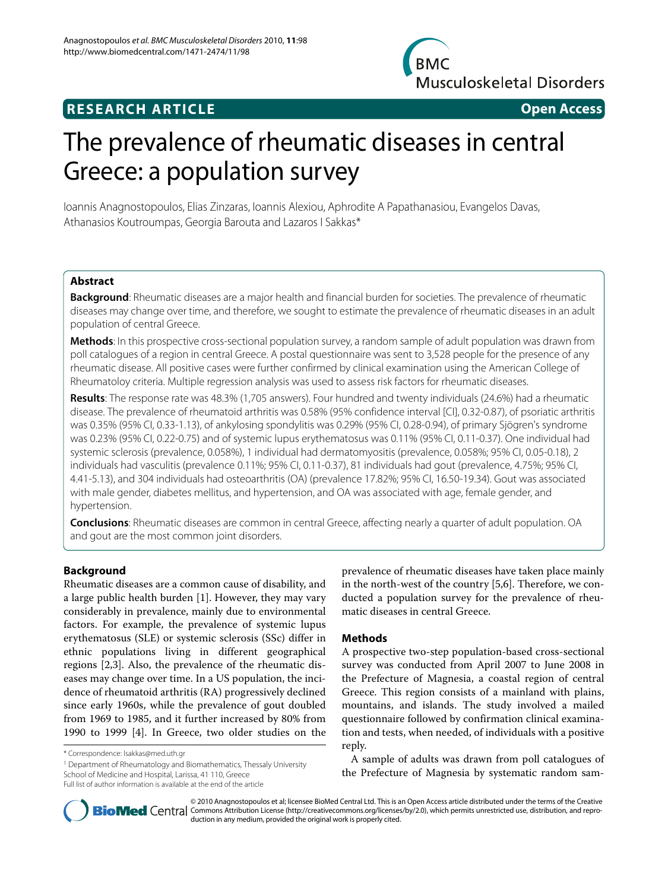**RESEARCH ARTICLE** **Open Access**

# The prevalence of rheumatic diseases in central Greece: a population survey

Ioannis Anagnostopoulos, Elias Zinzaras, Ioannis Alexiou, Aphrodite A Papathanasiou, Evangelos Davas, Athanasios Koutroumpas, Georgia Barouta and Lazaros I Sakkas*

## Abstract

**Background**: Rheumatic diseases are a major health and financial burden for societies. The prevalence of rheumatic diseases may change over time, and therefore, we sought to estimate the prevalence of rheumatic diseases in an adult population of central Greece.

**Methods**: In this prospective cross-sectional population survey, a random sample of adult population was drawn from poll catalogues of a region in central Greece. A postal questionnaire was sent to 3,528 people for the presence of any rheumatic disease. All positive cases were further confirmed by clinical examination using the American College of Rheumatoloy criteria. Multiple regression analysis was used to assess risk factors for rheumatic diseases.

**Results**: The response rate was 48.3% (1,705 answers). Four hundred and twenty individuals (24.6%) had a rheumatic disease. The prevalence of rheumatoid arthritis was 0.58% (95% confidence interval [CI], 0.32-0.87), of psoriatic arthritis was 0.35% (95% CI, 0.33-1.13), of ankylosing spondylitis was 0.29% (95% CI, 0.28-0.94), of primary Sjögren's syndrome was 0.23% (95% CI, 0.22-0.75) and of systemic lupus erythematosus was 0.11% (95% CI, 0.11-0.37). One individual had systemic sclerosis (prevalence, 0.058%), 1 individual had dermatomyositis (prevalence, 0.058%; 95% CI, 0.05-0.18), 2 individuals had vasculitis (prevalence 0.11%; 95% CI, 0.11-0.37), 81 individuals had gout (prevalence, 4.75%; 95% CI, 4.41-5.13), and 304 individuals had osteoarthritis (OA) (prevalence 17.82%; 95% CI, 16.50-19.34). Gout was associated with male gender, diabetes mellitus, and hypertension, and OA was associated with age, female gender, and hypertension.

**Conclusions**: Rheumatic diseases are common in central Greece, affecting nearly a quarter of adult population. OA and gout are the most common joint disorders.

## Background

Rheumatic diseases are a common cause of disability, and a large public health burden [1]. However, they may vary considerably in prevalence, mainly due to environmental factors. For example, the prevalence of systemic lupus erythematosus (SLE) or systemic sclerosis (SSc) differ in ethnic populations living in different geographical regions [2,3]. Also, the prevalence of the rheumatic diseases may change over time. In a US population, the incidence of rheumatoid arthritis (RA) progressively declined since early 1960s, while the prevalence of gout doubled from 1969 to 1985, and it further increased by 80% from 1990 to 1999 [4]. In Greece, two older studies on the prevalence of rheumatic diseases have taken place mainly in the north-west of the country [5,6]. Therefore, we conducted a population survey for the prevalence of rheumatic diseases in central Greece.

## Methods

A prospective two-step population-based cross-sectional survey was conducted from April 2007 to June 2008 in the Prefecture of Magnesia, a coastal region of central Greece. This region consists of a mainland with plains, mountains, and islands. The study involved a mailed questionnaire followed by confirmation clinical examination and tests, when needed, of individuals with a positive reply.

A sample of adults was drawn from poll catalogues of the Prefecture of Magnesia by systematic random sam-

\* Correspondence: lsakkas@med.uth.gr

[1] Department of Rheumatology and Biomathematics, Thessaly University School of Medicine and Hospital, Larissa, 41 110, Greece

Full list of author information is available at the end of the article

© 2010 Anagnostopoulos et al; licensee BioMed Central Ltd. This is an Open Access article distributed under the terms of the Creative Commons Attribution License (http://creativecommons.org/licenses/by/2.0), which permits unrestricted use, distribution, and reproduction in any medium, provided the original work is properly cited.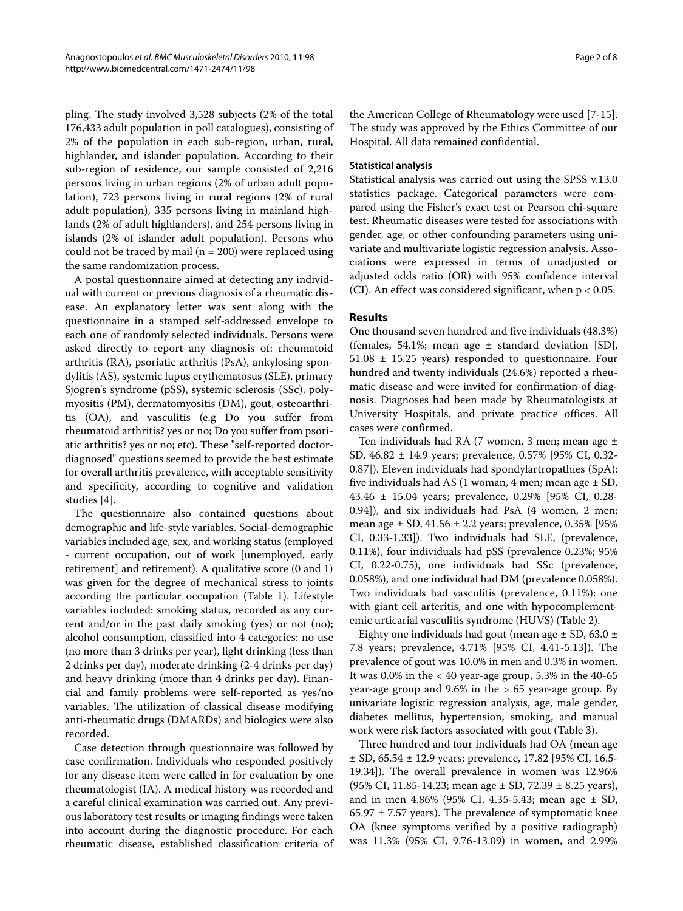pling. The study involved 3,528 subjects (2% of the total 176,433 adult population in poll catalogues), consisting of 2% of the population in each sub-region, urban, rural, highlander, and islander population. According to their sub-region of residence, our sample consisted of 2,216 persons living in urban regions (2% of urban adult population), 723 persons living in rural regions (2% of rural adult population), 335 persons living in mainland highlands (2% of adult highlanders), and 254 persons living in islands (2% of islander adult population). Persons who could not be traced by mail (n = 200) were replaced using the same randomization process.

A postal questionnaire aimed at detecting any individual with current or previous diagnosis of a rheumatic disease. An explanatory letter was sent along with the questionnaire in a stamped self-addressed envelope to each one of randomly selected individuals. Persons were asked directly to report any diagnosis of: rheumatoid arthritis (RA), psoriatic arthritis (PsA), ankylosing spondylitis (AS), systemic lupus erythematosus (SLE), primary Sjogren's syndrome (pSS), systemic sclerosis (SSc), polymyositis (PM), dermatomyositis (DM), gout, osteoarthritis (OA), and vasculitis (e.g Do you suffer from rheumatoid arthritis? yes or no; Do you suffer from psoriatic arthritis? yes or no; etc). These "self-reported doctor-diagnosed" questions seemed to provide the best estimate for overall arthritis prevalence, with acceptable sensitivity and specificity, according to cognitive and validation studies [4].

The questionnaire also contained questions about demographic and life-style variables. Social-demographic variables included age, sex, and working status (employed - current occupation, out of work [unemployed, early retirement] and retirement). A qualitative score (0 and 1) was given for the degree of mechanical stress to joints according the particular occupation (Table 1). Lifestyle variables included: smoking status, recorded as any current and/or in the past daily smoking (yes) or not (no); alcohol consumption, classified into 4 categories: no use (no more than 3 drinks per year), light drinking (less than 2 drinks per day), moderate drinking (2-4 drinks per day) and heavy drinking (more than 4 drinks per day). Financial and family problems were self-reported as yes/no variables. The utilization of classical disease modifying anti-rheumatic drugs (DMARDs) and biologics were also recorded.

Case detection through questionnaire was followed by case confirmation. Individuals who responded positively for any disease item were called in for evaluation by one rheumatologist (IA). A medical history was recorded and a careful clinical examination was carried out. Any previous laboratory test results or imaging findings were taken into account during the diagnostic procedure. For each rheumatic disease, established classification criteria of the American College of Rheumatology were used [7-15]. The study was approved by the Ethics Committee of our Hospital. All data remained confidential.

### Statistical analysis

Statistical analysis was carried out using the SPSS v.13.0 statistics package. Categorical parameters were compared using the Fisher's exact test or Pearson chi-square test. Rheumatic diseases were tested for associations with gender, age, or other confounding parameters using univariate and multivariate logistic regression analysis. Associations were expressed in terms of unadjusted or adjusted odds ratio (OR) with 95% confidence interval (CI). An effect was considered significant, when $p < 0.05$.

## Results

One thousand seven hundred and five individuals (48.3%) (females, 54.1%; mean age ± standard deviation [SD], 51.08 ± 15.25 years) responded to questionnaire. Four hundred and twenty individuals (24.6%) reported a rheumatic disease and were invited for confirmation of diagnosis. Diagnoses had been made by Rheumatologists at University Hospitals, and private practice offices. All cases were confirmed.

Ten individuals had RA (7 women, 3 men; mean age ± SD, 46.82 ± 14.9 years; prevalence, 0.57% [95% CI, 0.32-0.87]). Eleven individuals had spondylartropathies (SpA): five individuals had AS (1 woman, 4 men; mean age ± SD, 43.46 ± 15.04 years; prevalence, 0.29% [95% CI, 0.28-0.94]), and six individuals had PsA (4 women, 2 men; mean age ± SD, 41.56 ± 2.2 years; prevalence, 0.35% [95% CI, 0.33-1.33]). Two individuals had SLE, (prevalence, 0.11%), four individuals had pSS (prevalence 0.23%; 95% CI, 0.22-0.75), one individuals had SSc (prevalence, 0.058%), and one individual had DM (prevalence 0.058%). Two individuals had vasculitis (prevalence, 0.11%): one with giant cell arteritis, and one with hypocomplementemic urticarial vasculitis syndrome (HUVS) (Table 2).

Eighty one individuals had gout (mean age ± SD, 63.0 ± 7.8 years; prevalence, 4.71% [95% CI, 4.41-5.13]). The prevalence of gout was 10.0% in men and 0.3% in women. It was 0.0% in the < 40 year-age group, 5.3% in the 40-65 year-age group and 9.6% in the > 65 year-age group. By univariate logistic regression analysis, age, male gender, diabetes mellitus, hypertension, smoking, and manual work were risk factors associated with gout (Table 3).

Three hundred and four individuals had OA (mean age ± SD, 65.54 ± 12.9 years; prevalence, 17.82 [95% CI, 16.5-19.34]). The overall prevalence in women was 12.96% (95% CI, 11.85-14.23; mean age ± SD, 72.39 ± 8.25 years), and in men 4.86% (95% CI, 4.35-5.43; mean age ± SD, 65.97 ± 7.57 years). The prevalence of symptomatic knee OA (knee symptoms verified by a positive radiograph) was 11.3% (95% CI, 9.76-13.09) in women, and 2.99%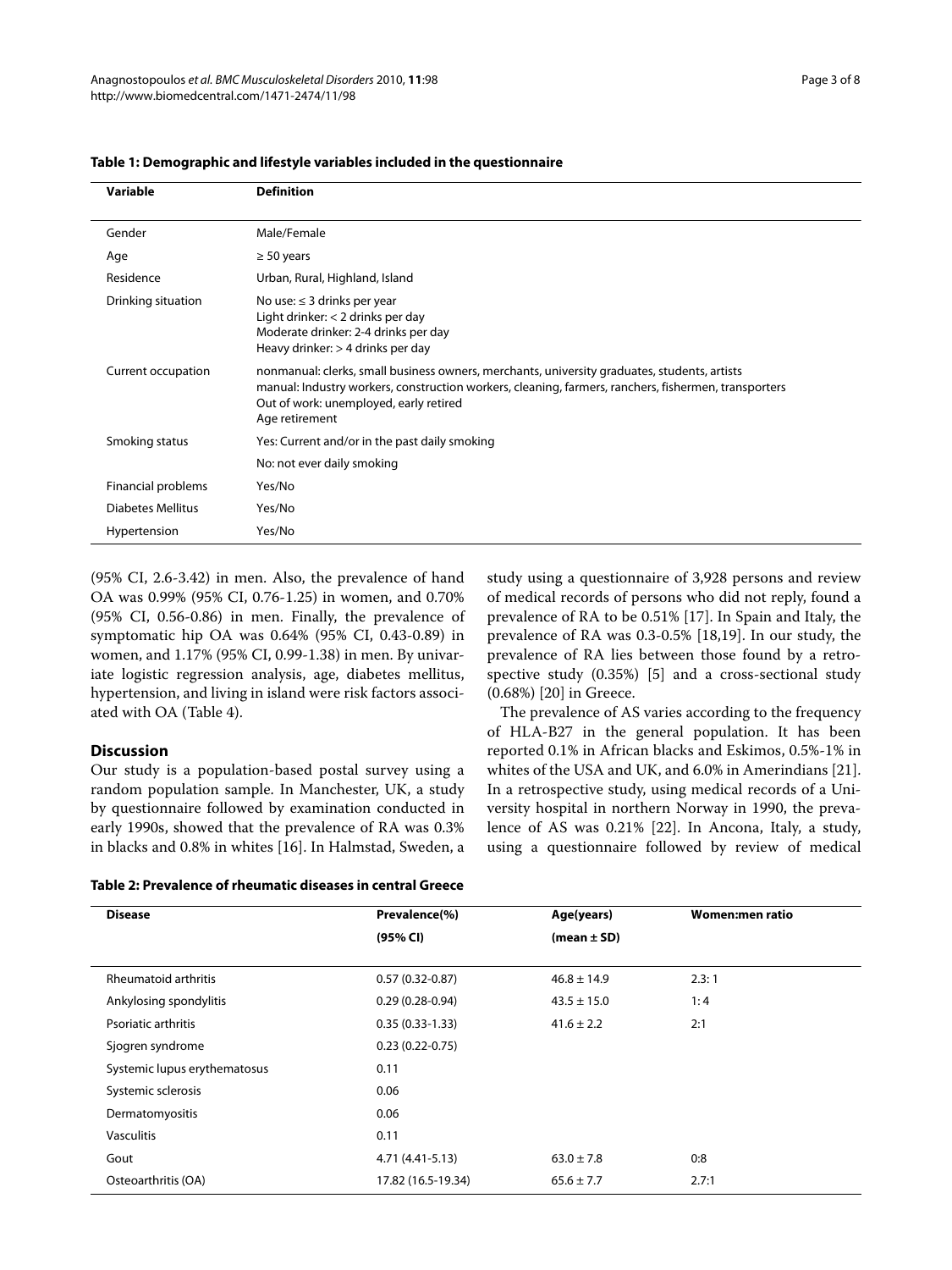**Table 1: Demographic and lifestyle variables included in the questionnaire**

| Variable | Definition |
|---|---|
| Gender | Male/Female |
| Age | ≥ 50 years |
| Residence | Urban, Rural, Highland, Island |
| Drinking situation | No use: ≤ 3 drinks per year<br>Light drinker: < 2 drinks per day<br>Moderate drinker: 2-4 drinks per day<br>Heavy drinker: > 4 drinks per day |
| Current occupation | nonmanual: clerks, small business owners, merchants, university graduates, students, artists<br>manual: Industry workers, construction workers, cleaning, farmers, ranchers, fishermen, transporters<br>Out of work: unemployed, early retired<br>Age retirement |
| Smoking status | Yes: Current and/or in the past daily smoking |
| | No: not ever daily smoking |
| Financial problems | Yes/No |
| Diabetes Mellitus | Yes/No |
| Hypertension | Yes/No |

(95% CI, 2.6-3.42) in men. Also, the prevalence of hand OA was 0.99% (95% CI, 0.76-1.25) in women, and 0.70% (95% CI, 0.56-0.86) in men. Finally, the prevalence of symptomatic hip OA was 0.64% (95% CI, 0.43-0.89) in women, and 1.17% (95% CI, 0.99-1.38) in men. By univariate logistic regression analysis, age, diabetes mellitus, hypertension, and living in island were risk factors associated with OA (Table 4).

## Discussion

Our study is a population-based postal survey using a random population sample. In Manchester, UK, a study by questionnaire followed by examination conducted in early 1990s, showed that the prevalence of RA was 0.3% in blacks and 0.8% in whites [16]. In Halmstad, Sweden, a study using a questionnaire of 3,928 persons and review of medical records of persons who did not reply, found a prevalence of RA to be 0.51% [17]. In Spain and Italy, the prevalence of RA was 0.3-0.5% [18,19]. In our study, the prevalence of RA lies between those found by a retrospective study (0.35%) [5] and a cross-sectional study (0.68%) [20] in Greece.

The prevalence of AS varies according to the frequency of HLA-B27 in the general population. It has been reported 0.1% in African blacks and Eskimos, 0.5%-1% in whites of the USA and UK, and 6.0% in Amerindians [21]. In a retrospective study, using medical records of a University hospital in northern Norway in 1990, the prevalence of AS was 0.21% [22]. In Ancona, Italy, a study, using a questionnaire followed by review of medical

**Table 2: Prevalence of rheumatic diseases in central Greece**

| Disease | Prevalence(%) (95% CI) | Age(years) (mean ± SD) | Women:men ratio |
|---|---|---|---|
| Rheumatoid arthritis | 0.57 (0.32-0.87) | 46.8 ± 14.9 | 2.3: 1 |
| Ankylosing spondylitis | 0.29 (0.28-0.94) | 43.5 ± 15.0 | 1: 4 |
| Psoriatic arthritis | 0.35 (0.33-1.33) | 41.6 ± 2.2 | 2:1 |
| Sjogren syndrome | 0.23 (0.22-0.75) | | |
| Systemic lupus erythematosus | 0.11 | | |
| Systemic sclerosis | 0.06 | | |
| Dermatomyositis | 0.06 | | |
| Vasculitis | 0.11 | | |
| Gout | 4.71 (4.41-5.13) | 63.0 ± 7.8 | 0:8 |
| Osteoarthritis (OA) | 17.82 (16.5-19.34) | 65.6 ± 7.7 | 2.7:1 |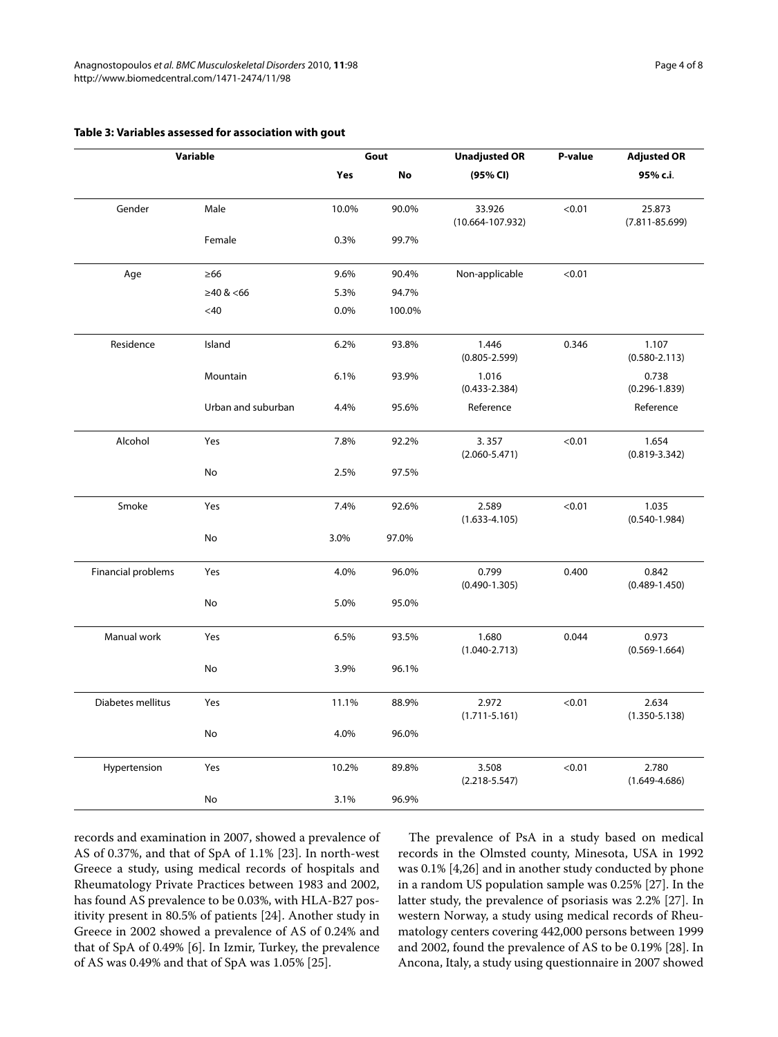**Table 3: Variables assessed for association with gout**

| Variable | | Gout | | Unadjusted OR | P-value | Adjusted OR |
|---|---|---|---|---|---|---|
| | | Yes | No | (95% CI) | | 95% c.i. |
| Gender | Male | 10.0% | 90.0% | 33.926 (10.664-107.932) | <0.01 | 25.873 (7.811-85.699) |
| | Female | 0.3% | 99.7% | | | |
| Age | ≥66 | 9.6% | 90.4% | Non-applicable | <0.01 | |
| | ≥40 & <66 | 5.3% | 94.7% | | | |
| | <40 | 0.0% | 100.0% | | | |
| Residence | Island | 6.2% | 93.8% | 1.446 (0.805-2.599) | 0.346 | 1.107 (0.580-2.113) |
| | Mountain | 6.1% | 93.9% | 1.016 (0.433-2.384) | | 0.738 (0.296-1.839) |
| | Urban and suburban | 4.4% | 95.6% | Reference | | Reference |
| Alcohol | Yes | 7.8% | 92.2% | 3. 357 (2.060-5.471) | <0.01 | 1.654 (0.819-3.342) |
| | No | 2.5% | 97.5% | | | |
| Smoke | Yes | 7.4% | 92.6% | 2.589 (1.633-4.105) | <0.01 | 1.035 (0.540-1.984) |
| | No | 3.0% | 97.0% | | | |
| Financial problems | Yes | 4.0% | 96.0% | 0.799 (0.490-1.305) | 0.400 | 0.842 (0.489-1.450) |
| | No | 5.0% | 95.0% | | | |
| Manual work | Yes | 6.5% | 93.5% | 1.680 (1.040-2.713) | 0.044 | 0.973 (0.569-1.664) |
| | No | 3.9% | 96.1% | | | |
| Diabetes mellitus | Yes | 11.1% | 88.9% | 2.972 (1.711-5.161) | <0.01 | 2.634 (1.350-5.138) |
| | No | 4.0% | 96.0% | | | |
| Hypertension | Yes | 10.2% | 89.8% | 3.508 (2.218-5.547) | <0.01 | 2.780 (1.649-4.686) |
| | No | 3.1% | 96.9% | | | |

records and examination in 2007, showed a prevalence of AS of 0.37%, and that of SpA of 1.1% [23]. In north-west Greece a study, using medical records of hospitals and Rheumatology Private Practices between 1983 and 2002, has found AS prevalence to be 0.03%, with HLA-B27 positivity present in 80.5% of patients [24]. Another study in Greece in 2002 showed a prevalence of AS of 0.24% and that of SpA of 0.49% [6]. In Izmir, Turkey, the prevalence of AS was 0.49% and that of SpA was 1.05% [25].

The prevalence of PsA in a study based on medical records in the Olmsted county, Minesota, USA in 1992 was 0.1% [4,26] and in another study conducted by phone in a random US population sample was 0.25% [27]. In the latter study, the prevalence of psoriasis was 2.2% [27]. In western Norway, a study using medical records of Rheumatology centers covering 442,000 persons between 1999 and 2002, found the prevalence of AS to be 0.19% [28]. In Ancona, Italy, a study using questionnaire in 2007 showed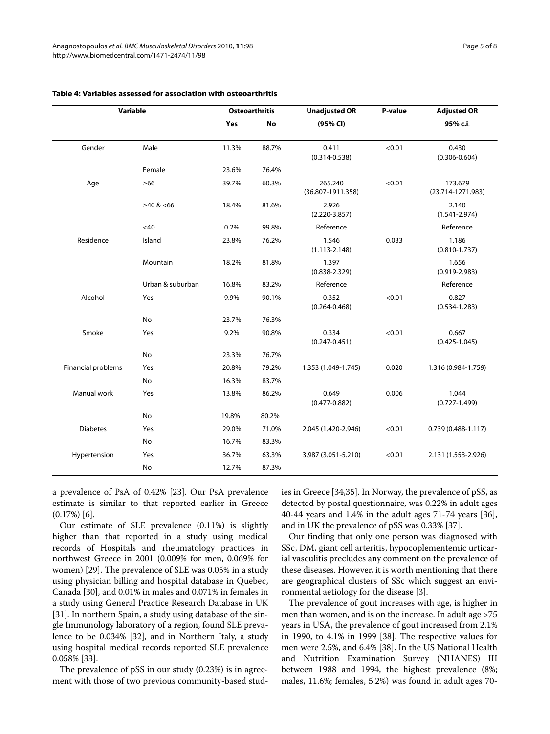**Table 4: Variables assessed for association with osteoarthritis**

| Variable | | Osteoarthritis | | Unadjusted OR | P-value | Adjusted OR |
|---|---|---|---|---|---|---|
| | | Yes | No | (95% CI) | | 95% c.i. |
| Gender | Male | 11.3% | 88.7% | 0.411 (0.314-0.538) | <0.01 | 0.430 (0.306-0.604) |
| | Female | 23.6% | 76.4% | | | |
| Age | ≥66 | 39.7% | 60.3% | 265.240 (36.807-1911.358) | <0.01 | 173.679 (23.714-1271.983) |
| | ≥40 & <66 | 18.4% | 81.6% | 2.926 (2.220-3.857) | | 2.140 (1.541-2.974) |
| | <40 | 0.2% | 99.8% | Reference | | Reference |
| Residence | Island | 23.8% | 76.2% | 1.546 (1.113-2.148) | 0.033 | 1.186 (0.810-1.737) |
| | Mountain | 18.2% | 81.8% | 1.397 (0.838-2.329) | | 1.656 (0.919-2.983) |
| | Urban & suburban | 16.8% | 83.2% | Reference | | Reference |
| Alcohol | Yes | 9.9% | 90.1% | 0.352 (0.264-0.468) | <0.01 | 0.827 (0.534-1.283) |
| | No | 23.7% | 76.3% | | | |
| Smoke | Yes | 9.2% | 90.8% | 0.334 (0.247-0.451) | <0.01 | 0.667 (0.425-1.045) |
| | No | 23.3% | 76.7% | | | |
| Financial problems | Yes | 20.8% | 79.2% | 1.353 (1.049-1.745) | 0.020 | 1.316 (0.984-1.759) |
| | No | 16.3% | 83.7% | | | |
| Manual work | Yes | 13.8% | 86.2% | 0.649 (0.477-0.882) | 0.006 | 1.044 (0.727-1.499) |
| | No | 19.8% | 80.2% | | | |
| Diabetes | Yes | 29.0% | 71.0% | 2.045 (1.420-2.946) | <0.01 | 0.739 (0.488-1.117) |
| | No | 16.7% | 83.3% | | | |
| Hypertension | Yes | 36.7% | 63.3% | 3.987 (3.051-5.210) | <0.01 | 2.131 (1.553-2.926) |
| | No | 12.7% | 87.3% | | | |

a prevalence of PsA of 0.42% [23]. Our PsA prevalence estimate is similar to that reported earlier in Greece (0.17%) [6].

Our estimate of SLE prevalence (0.11%) is slightly higher than that reported in a study using medical records of Hospitals and rheumatology practices in northwest Greece in 2001 (0.009% for men, 0.069% for women) [29]. The prevalence of SLE was 0.05% in a study using physician billing and hospital database in Quebec, Canada [30], and 0.01% in males and 0.071% in females in a study using General Practice Research Database in UK [31]. In northern Spain, a study using database of the single Immunology laboratory of a region, found SLE prevalence to be 0.034% [32], and in Northern Italy, a study using hospital medical records reported SLE prevalence 0.058% [33].

The prevalence of pSS in our study (0.23%) is in agreement with those of two previous community-based studies in Greece [34,35]. In Norway, the prevalence of pSS, as detected by postal questionnaire, was 0.22% in adult ages 40-44 years and 1.4% in the adult ages 71-74 years [36], and in UK the prevalence of pSS was 0.33% [37].

Our finding that only one person was diagnosed with SSc, DM, giant cell arteritis, hypocoplementemic urticarial vasculitis precludes any comment on the prevalence of these diseases. However, it is worth mentioning that there are geographical clusters of SSc which suggest an environmental aetiology for the disease [3].

The prevalence of gout increases with age, is higher in men than women, and is on the increase. In adult age >75 years in USA, the prevalence of gout increased from 2.1% in 1990, to 4.1% in 1999 [38]. The respective values for men were 2.5%, and 6.4% [38]. In the US National Health and Nutrition Examination Survey (NHANES) III between 1988 and 1994, the highest prevalence (8%; males, 11.6%; females, 5.2%) was found in adult ages 70-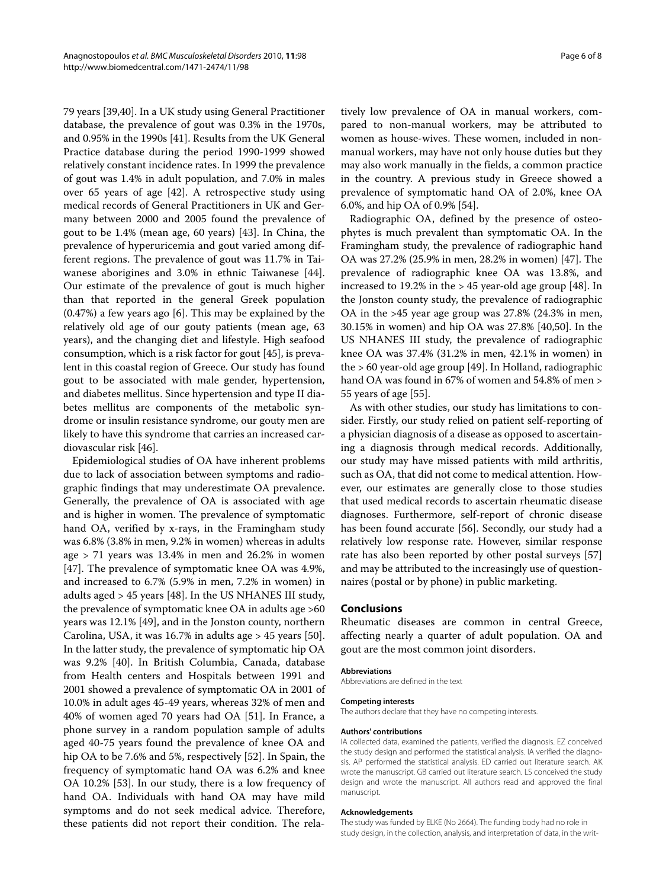79 years [39,40]. In a UK study using General Practitioner database, the prevalence of gout was 0.3% in the 1970s, and 0.95% in the 1990s [41]. Results from the UK General Practice database during the period 1990-1999 showed relatively constant incidence rates. In 1999 the prevalence of gout was 1.4% in adult population, and 7.0% in males over 65 years of age [42]. A retrospective study using medical records of General Practitioners in UK and Germany between 2000 and 2005 found the prevalence of gout to be 1.4% (mean age, 60 years) [43]. In China, the prevalence of hyperuricemia and gout varied among different regions. The prevalence of gout was 11.7% in Taiwanese aborigines and 3.0% in ethnic Taiwanese [44]. Our estimate of the prevalence of gout is much higher than that reported in the general Greek population (0.47%) a few years ago [6]. This may be explained by the relatively old age of our gouty patients (mean age, 63 years), and the changing diet and lifestyle. High seafood consumption, which is a risk factor for gout [45], is prevalent in this coastal region of Greece. Our study has found gout to be associated with male gender, hypertension, and diabetes mellitus. Since hypertension and type II diabetes mellitus are components of the metabolic syndrome or insulin resistance syndrome, our gouty men are likely to have this syndrome that carries an increased cardiovascular risk [46].

Epidemiological studies of OA have inherent problems due to lack of association between symptoms and radiographic findings that may underestimate OA prevalence. Generally, the prevalence of OA is associated with age and is higher in women. The prevalence of symptomatic hand OA, verified by x-rays, in the Framingham study was 6.8% (3.8% in men, 9.2% in women) whereas in adults age > 71 years was 13.4% in men and 26.2% in women [47]. The prevalence of symptomatic knee OA was 4.9%, and increased to 6.7% (5.9% in men, 7.2% in women) in adults aged > 45 years [48]. In the US NHANES III study, the prevalence of symptomatic knee OA in adults age >60 years was 12.1% [49], and in the Jonston county, northern Carolina, USA, it was 16.7% in adults age > 45 years [50]. In the latter study, the prevalence of symptomatic hip OA was 9.2% [40]. In British Columbia, Canada, database from Health centers and Hospitals between 1991 and 2001 showed a prevalence of symptomatic OA in 2001 of 10.0% in adult ages 45-49 years, whereas 32% of men and 40% of women aged 70 years had OA [51]. In France, a phone survey in a random population sample of adults aged 40-75 years found the prevalence of knee OA and hip OA to be 7.6% and 5%, respectively [52]. In Spain, the frequency of symptomatic hand OA was 6.2% and knee OA 10.2% [53]. In our study, there is a low frequency of hand OA. Individuals with hand OA may have mild symptoms and do not seek medical advice. Therefore, these patients did not report their condition. The relatively low prevalence of OA in manual workers, compared to non-manual workers, may be attributed to women as house-wives. These women, included in non-manual workers, may have not only house duties but they may also work manually in the fields, a common practice in the country. A previous study in Greece showed a prevalence of symptomatic hand OA of 2.0%, knee OA 6.0%, and hip OA of 0.9% [54].

Radiographic OA, defined by the presence of osteophytes is much prevalent than symptomatic OA. In the Framingham study, the prevalence of radiographic hand OA was 27.2% (25.9% in men, 28.2% in women) [47]. The prevalence of radiographic knee OA was 13.8%, and increased to 19.2% in the > 45 year-old age group [48]. In the Jonston county study, the prevalence of radiographic OA in the >45 year age group was 27.8% (24.3% in men, 30.15% in women) and hip OA was 27.8% [40,50]. In the US NHANES III study, the prevalence of radiographic knee OA was 37.4% (31.2% in men, 42.1% in women) in the > 60 year-old age group [49]. In Holland, radiographic hand OA was found in 67% of women and 54.8% of men > 55 years of age [55].

As with other studies, our study has limitations to consider. Firstly, our study relied on patient self-reporting of a physician diagnosis of a disease as opposed to ascertaining a diagnosis through medical records. Additionally, our study may have missed patients with mild arthritis, such as OA, that did not come to medical attention. However, our estimates are generally close to those studies that used medical records to ascertain rheumatic disease diagnoses. Furthermore, self-report of chronic disease has been found accurate [56]. Secondly, our study had a relatively low response rate. However, similar response rate has also been reported by other postal surveys [57] and may be attributed to the increasingly use of questionnaires (postal or by phone) in public marketing.

## Conclusions

Rheumatic diseases are common in central Greece, affecting nearly a quarter of adult population. OA and gout are the most common joint disorders.

#### Abbreviations

Abbreviations are defined in the text

#### Competing interests

The authors declare that they have no competing interests.

#### Authors' contributions

IA collected data, examined the patients, verified the diagnosis. EZ conceived the study design and performed the statistical analysis. IA verified the diagnosis. AP performed the statistical analysis. ED carried out literature search. AK wrote the manuscript. GB carried out literature search. LS conceived the study design and wrote the manuscript. All authors read and approved the final manuscript.

#### Acknowledgements

The study was funded by ELKE (No 2664). The funding body had no role in study design, in the collection, analysis, and interpretation of data, in the writ-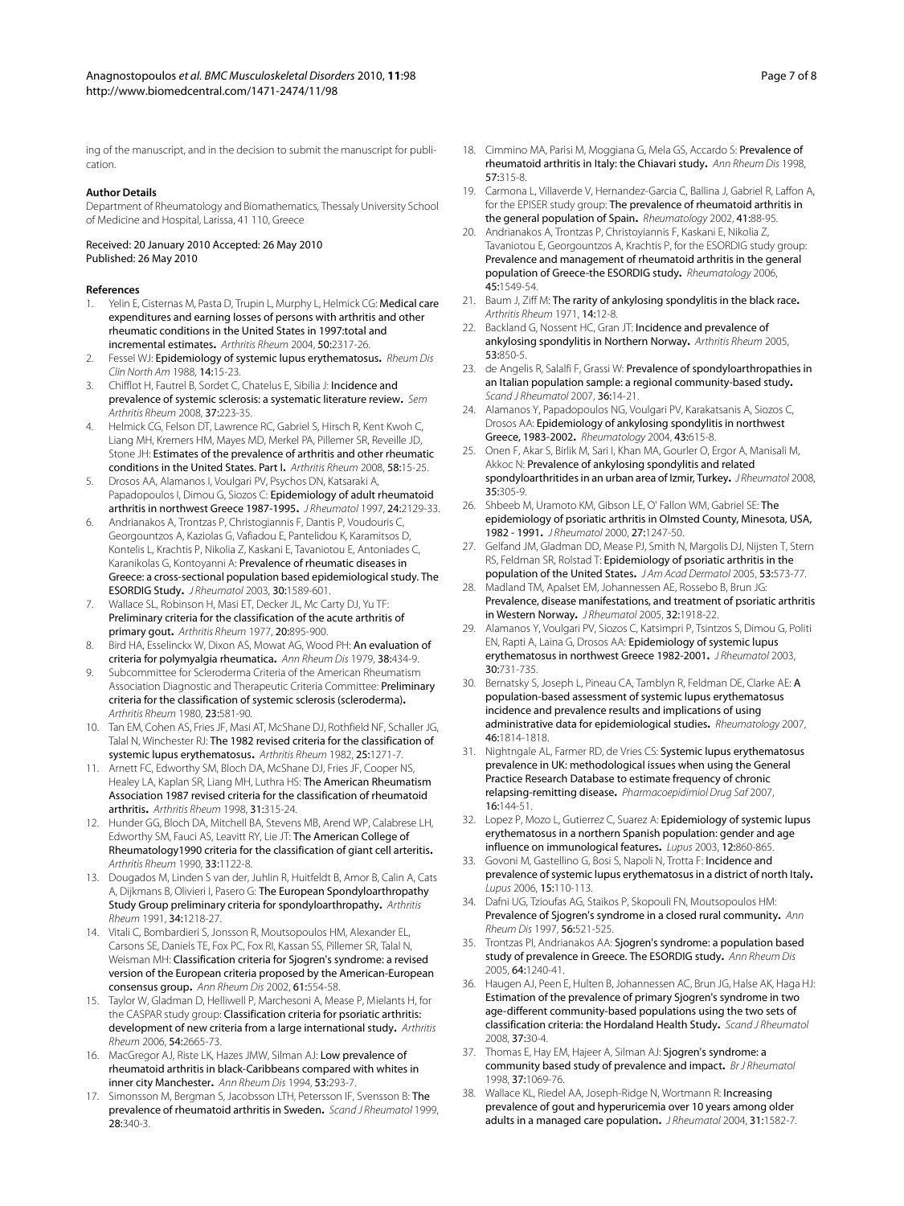ing of the manuscript, and in the decision to submit the manuscript for publication.

### Author Details

Department of Rheumatology and Biomathematics, Thessaly University School of Medicine and Hospital, Larissa, 41 110, Greece

Received: 20 January 2010 Accepted: 26 May 2010
Published: 26 May 2010

### References

1. Yelin E, Cisternas M, Pasta D, Trupin L, Murphy L, Helmick CG: **Medical care expenditures and earning losses of persons with arthritis and other rheumatic conditions in the United States in 1997:total and incremental estimates.** *Arthritis Rheum* 2004, **50:**2317-26.
2. Fessel WJ: **Epidemiology of systemic lupus erythematosus.** *Rheum Dis Clin North Am* 1988, **14:**15-23.
3. Chifflot H, Fautrel B, Sordet C, Chatelus E, Sibilia J: **Incidence and prevalence of systemic sclerosis: a systematic literature review.** *Sem Arthritis Rheum* 2008, **37:**223-35.
4. Helmick CG, Felson DT, Lawrence RC, Gabriel S, Hirsch R, Kent Kwoh C, Liang MH, Kremers HM, Mayes MD, Merkel PA, Pillemer SR, Reveille JD, Stone JH: **Estimates of the prevalence of arthritis and other rheumatic conditions in the United States. Part I.** *Arthritis Rheum* 2008, **58:**15-25.
5. Drosos AA, Alamanos I, Voulgari PV, Psychos DN, Katsaraki A, Papadopoulos I, Dimou G, Siozos C: **Epidemiology of adult rheumatoid arthritis in northwest Greece 1987-1995.** *J Rheumatol* 1997, **24:**2129-33.
6. Andrianakos A, Trontzas P, Christogiannis F, Dantis P, Voudouris C, Georgountzos A, Kaziolas G, Vafiadou E, Pantelidou K, Karamitsos D, Kontelis L, Krachtis P, Nikolia Z, Kaskani E, Tavaniotou E, Antoniades C, Karanikolas G, Kontoyanni A: **Prevalence of rheumatic diseases in Greece: a cross-sectional population based epidemiological study. The ESORDIG Study.** *J Rheumatol* 2003, **30:**1589-601.
7. Wallace SL, Robinson H, Masi ET, Decker JL, Mc Carty DJ, Yu TF: **Preliminary criteria for the classification of the acute arthritis of primary gout.** *Arthritis Rheum* 1977, **20:**895-900.
8. Bird HA, Esselinckx W, Dixon AS, Mowat AG, Wood PH: **An evaluation of criteria for polymyalgia rheumatica.** *Ann Rheum Dis* 1979, **38:**434-9.
9. Subcommittee for Scleroderma Criteria of the American Rheumatism Association Diagnostic and Therapeutic Criteria Committee: **Preliminary criteria for the classification of systemic sclerosis (scleroderma).** *Arthritis Rheum* 1980, **23:**581-90.
10. Tan EM, Cohen AS, Fries JF, Masi AT, McShane DJ, Rothfield NF, Schaller JG, Talal N, Winchester RJ: **The 1982 revised criteria for the classification of systemic lupus erythematosus.** *Arthritis Rheum* 1982, **25:**1271-7.
11. Arnett FC, Edworthy SM, Bloch DA, McShane DJ, Fries JF, Cooper NS, Healey LA, Kaplan SR, Liang MH, Luthra HS: **The American Rheumatism Association 1987 revised criteria for the classification of rheumatoid arthritis.** *Arthritis Rheum* 1998, **31:**315-24.
12. Hunder GG, Bloch DA, Mitchell BA, Stevens MB, Arend WP, Calabrese LH, Edworthy SM, Fauci AS, Leavitt RY, Lie JT: **The American College of Rheumatology1990 criteria for the classification of giant cell arteritis.** *Arthritis Rheum* 1990, **33:**1122-8.
13. Dougados M, Linden S van der, Juhlin R, Huitfeldt B, Amor B, Calin A, Cats A, Dijkmans B, Olivieri I, Pasero G: **The European Spondyloarthropathy Study Group preliminary criteria for spondyloarthropathy.** *Arthritis Rheum* 1991, **34:**1218-27.
14. Vitali C, Bombardieri S, Jonsson R, Moutsopoulos HM, Alexander EL, Carsons SE, Daniels TE, Fox PC, Fox RI, Kassan SS, Pillemer SR, Talal N, Weisman MH: **Classification criteria for Sjogren's syndrome: a revised version of the European criteria proposed by the American-European consensus group.** *Ann Rheum Dis* 2002, **61:**554-58.
15. Taylor W, Gladman D, Helliwell P, Marchesoni A, Mease P, Mielants H, for the CASPAR study group: **Classification criteria for psoriatic arthritis: development of new criteria from a large international study.** *Arthritis Rheum* 2006, **54:**2665-73.
16. MacGregor AJ, Riste LK, Hazes JMW, Silman AJ: **Low prevalence of rheumatoid arthritis in black-Caribbeans compared with whites in inner city Manchester.** *Ann Rheum Dis* 1994, **53:**293-7.
17. Simonsson M, Bergman S, Jacobsson LTH, Petersson IF, Svensson B: **The prevalence of rheumatoid arthritis in Sweden.** *Scand J Rheumatol* 1999, **28:**340-3.
18. Cimmino MA, Parisi M, Moggiana G, Mela GS, Accardo S: **Prevalence of rheumatoid arthritis in Italy: the Chiavari study.** *Ann Rheum Dis* 1998, **57:**315-8.
19. Carmona L, Villaverde V, Hernandez-Garcia C, Ballina J, Gabriel R, Laffon A, for the EPISER study group: **The prevalence of rheumatoid arthritis in the general population of Spain.** *Rheumatology* 2002, **41:**88-95.
20. Andrianakos A, Trontzas P, Christoyiannis F, Kaskani E, Nikolia Z, Tavaniotou E, Georgountzos A, Krachtis P, for the ESORDIG study group: **Prevalence and management of rheumatoid arthritis in the general population of Greece-the ESORDIG study.** *Rheumatology* 2006, **45:**1549-54.
21. Baum J, Ziff M: **The rarity of ankylosing spondylitis in the black race.** *Arthritis Rheum* 1971, **14:**12-8.
22. Backland G, Nossent HC, Gran JT: **Incidence and prevalence of ankylosing spondylitis in Northern Norway.** *Arthritis Rheum* 2005, **53:**850-5.
23. de Angelis R, Salalfi F, Grassi W: **Prevalence of spondyloarthropathies in an Italian population sample: a regional community-based study.** *Scand J Rheumatol* 2007, **36:**14-21.
24. Alamanos Y, Papadopoulos NG, Voulgari PV, Karakatsanis A, Siozos C, Drosos AA: **Epidemiology of ankylosing spondylitis in northwest Greece, 1983-2002.** *Rheumatology* 2004, **43:**615-8.
25. Onen F, Akar S, Birlik M, Sari I, Khan MA, Gourler O, Ergor A, Manisali M, Akkoc N: **Prevalence of ankylosing spondylitis and related spondyloarthritides in an urban area of Izmir, Turkey.** *J Rheumatol* 2008, **35:**305-9.
26. Shbeeb M, Uramoto KM, Gibson LE, O' Fallon WM, Gabriel SE: **The epidemiology of psoriatic arthritis in Olmsted County, Minesota, USA, 1982 - 1991.** *J Rheumatol* 2000, **27:**1247-50.
27. Gelfand JM, Gladman DD, Mease PJ, Smith N, Margolis DJ, Nijsten T, Stern RS, Feldman SR, Rolstad T: **Epidemiology of psoriatic arthritis in the population of the United States.** *J Am Acad Dermatol* 2005, **53:**573-77.
28. Madland TM, Apalset EM, Johannessen AE, Rossebo B, Brun JG: **Prevalence, disease manifestations, and treatment of psoriatic arthritis in Western Norway.** *J Rheumatol* 2005, **32:**1918-22.
29. Alamanos Y, Voulgari PV, Siozos C, Katsimpri P, Tsintzos S, Dimou G, Politi EN, Rapti A, Laina G, Drosos AA: **Epidemiology of systemic lupus erythematosus in northwest Greece 1982-2001.** *J Rheumatol* 2003, **30:**731-735.
30. Bernatsky S, Joseph L, Pineau CA, Tamblyn R, Feldman DE, Clarke AE: **A population-based assessment of systemic lupus erythematosus incidence and prevalence results and implications of using administrative data for epidemiological studies.** *Rheumatology* 2007, **46:**1814-1818.
31. Nightngale AL, Farmer RD, de Vries CS: **Systemic lupus erythematosus prevalence in UK: methodological issues when using the General Practice Research Database to estimate frequency of chronic relapsing-remitting disease.** *Pharmacoepidimiol Drug Saf* 2007, **16:**144-51.
32. Lopez P, Mozo L, Gutierrez C, Suarez A: **Epidemiology of systemic lupus erythematosus in a northern Spanish population: gender and age influence on immunological features.** *Lupus* 2003, **12:**860-865.
33. Govoni M, Gastellino G, Bosi S, Napoli N, Trotta F: **Incidence and prevalence of systemic lupus erythematosus in a district of north Italy.** *Lupus* 2006, **15:**110-113.
34. Dafni UG, Tzioufas AG, Staikos P, Skopouli FN, Moutsopoulos HM: **Prevalence of Sjogren's syndrome in a closed rural community.** *Ann Rheum Dis* 1997, **56:**521-525.
35. Trontzas PI, Andrianakos AA: **Sjogren's syndrome: a population based study of prevalence in Greece. The ESORDIG study.** *Ann Rheum Dis* 2005, **64:**1240-41.
36. Haugen AJ, Peen E, Hulten B, Johannessen AC, Brun JG, Halse AK, Haga HJ: **Estimation of the prevalence of primary Sjogren's syndrome in two age-different community-based populations using the two sets of classification criteria: the Hordaland Health Study.** *Scand J Rheumatol* 2008, **37:**30-4.
37. Thomas E, Hay EM, Hajeer A, Silman AJ: **Sjogren's syndrome: a community based study of prevalence and impact.** *Br J Rheumatol* 1998, **37:**1069-76.
38. Wallace KL, Riedel AA, Joseph-Ridge N, Wortmann R: **Increasing prevalence of gout and hyperuricemia over 10 years among older adults in a managed care population.** *J Rheumatol* 2004, **31:**1582-7.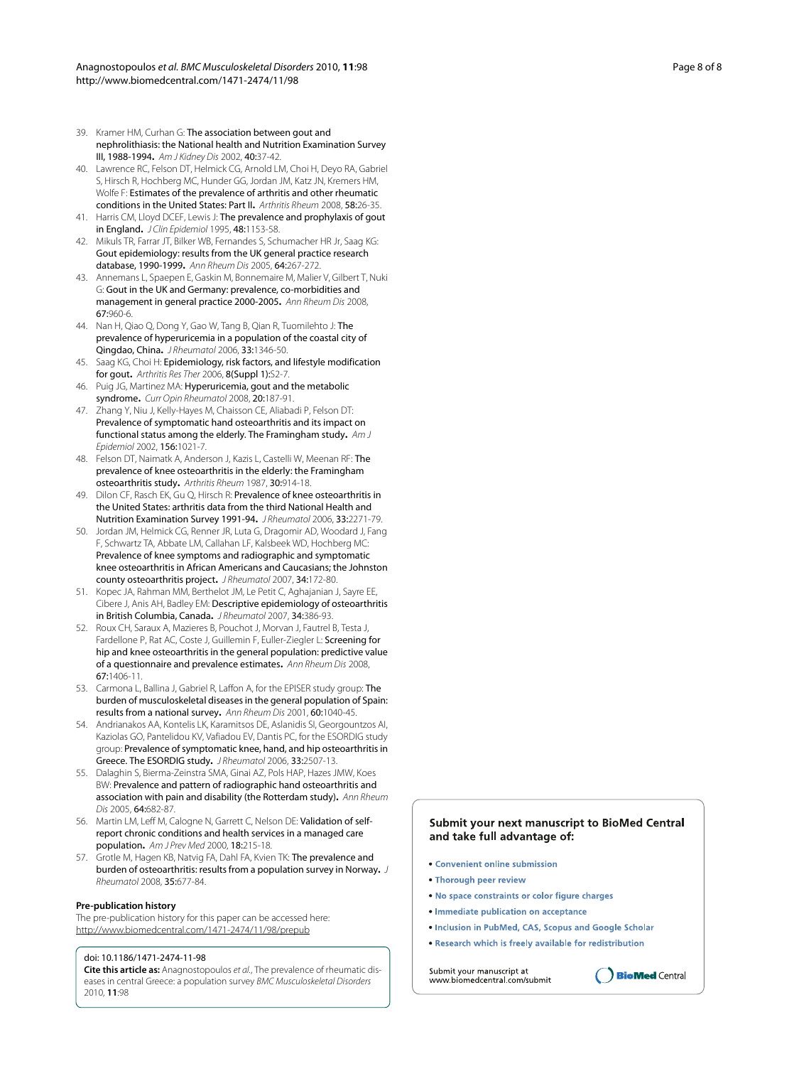39. Kramer HM, Curhan G: **The association between gout and nephrolithiasis: the National health and Nutrition Examination Survey III, 1988-1994.** *Am J Kidney Dis* 2002, **40:**37-42.
40. Lawrence RC, Felson DT, Helmick CG, Arnold LM, Choi H, Deyo RA, Gabriel S, Hirsch R, Hochberg MC, Hunder GG, Jordan JM, Katz JN, Kremers HM, Wolfe F: **Estimates of the prevalence of arthritis and other rheumatic conditions in the United States: Part II.** *Arthritis Rheum* 2008, **58:**26-35.
41. Harris CM, Lloyd DCEF, Lewis J: **The prevalence and prophylaxis of gout in England.** *J Clin Epidemiol* 1995, **48:**1153-58.
42. Mikuls TR, Farrar JT, Bilker WB, Fernandes S, Schumacher HR Jr, Saag KG: **Gout epidemiology: results from the UK general practice research database, 1990-1999.** *Ann Rheum Dis* 2005, **64:**267-272.
43. Annemans L, Spaepen E, Gaskin M, Bonnemaire M, Malier V, Gilbert T, Nuki G: **Gout in the UK and Germany: prevalence, co-morbidities and management in general practice 2000-2005.** *Ann Rheum Dis* 2008, **67:**960-6.
44. Nan H, Qiao Q, Dong Y, Gao W, Tang B, Qian R, Tuomilehto J: **The prevalence of hyperuricemia in a population of the coastal city of Qingdao, China.** *J Rheumatol* 2006, **33:**1346-50.
45. Saag KG, Choi H: **Epidemiology, risk factors, and lifestyle modification for gout.** *Arthritis Res Ther* 2006, **8**(Suppl 1)**:**S2-7.
46. Puig JG, Martinez MA: **Hyperuricemia, gout and the metabolic syndrome.** *Curr Opin Rheumatol* 2008, **20:**187-91.
47. Zhang Y, Niu J, Kelly-Hayes M, Chaisson CE, Aliabadi P, Felson DT: **Prevalence of symptomatic hand osteoarthritis and its impact on functional status among the elderly. The Framingham study.** *Am J Epidemiol* 2002, **156:**1021-7.
48. Felson DT, Naimatk A, Anderson J, Kazis L, Castelli W, Meenan RF: **The prevalence of knee osteoarthritis in the elderly: the Framingham osteoarthritis study.** *Arthritis Rheum* 1987, **30:**914-18.
49. Dilon CF, Rasch EK, Gu Q, Hirsch R: **Prevalence of knee osteoarthritis in the United States: arthritis data from the third National Health and Nutrition Examination Survey 1991-94.** *J Rheumatol* 2006, **33:**2271-79.
50. Jordan JM, Helmick CG, Renner JR, Luta G, Dragomir AD, Woodard J, Fang F, Schwartz TA, Abbate LM, Callahan LF, Kalsbeek WD, Hochberg MC: **Prevalence of knee symptoms and radiographic and symptomatic knee osteoarthritis in African Americans and Caucasians; the Johnston county osteoarthritis project.** *J Rheumatol* 2007, **34:**172-80.
51. Kopec JA, Rahman MM, Berthelot JM, Le Petit C, Aghajanian J, Sayre EE, Cibere J, Anis AH, Badley EM: **Descriptive epidemiology of osteoarthritis in British Columbia, Canada.** *J Rheumatol* 2007, **34:**386-93.
52. Roux CH, Saraux A, Mazieres B, Pouchot J, Morvan J, Fautrel B, Testa J, Fardellone P, Rat AC, Coste J, Guillemin F, Euller-Ziegler L: **Screening for hip and knee osteoarthritis in the general population: predictive value of a questionnaire and prevalence estimates.** *Ann Rheum Dis* 2008, **67:**1406-11.
53. Carmona L, Ballina J, Gabriel R, Laffon A, for the EPISER study group: **The burden of musculoskeletal diseases in the general population of Spain: results from a national survey.** *Ann Rheum Dis* 2001, **60:**1040-45.
54. Andrianakos AA, Kontelis LK, Karamitsos DE, Aslanidis SI, Georgountzos AI, Kaziolas GO, Pantelidou KV, Vafiadou EV, Dantis PC, for the ESORDIG study group: **Prevalence of symptomatic knee, hand, and hip osteoarthritis in Greece. The ESORDIG study.** *J Rheumatol* 2006, **33:**2507-13.
55. Dalaghin S, Bierma-Zeinstra SMA, Ginai AZ, Pols HAP, Hazes JMW, Koes BW: **Prevalence and pattern of radiographic hand osteoarthritis and association with pain and disability (the Rotterdam study).** *Ann Rheum Dis* 2005, **64:**682-87.
56. Martin LM, Leff M, Calogne N, Garrett C, Nelson DE: **Validation of self-report chronic conditions and health services in a managed care population.** *Am J Prev Med* 2000, **18:**215-18.
57. Grotle M, Hagen KB, Natvig FA, Dahl FA, Kvien TK: **The prevalence and burden of osteoarthritis: results from a population survey in Norway.** *J Rheumatol* 2008, **35:**677-84.

### Pre-publication history

The pre-publication history for this paper can be accessed here:
http://www.biomedcentral.com/1471-2474/11/98/prepub

doi: 10.1186/1471-2474-11-98

**Cite this article as:** Anagnostopoulos *et al.*, The prevalence of rheumatic diseases in central Greece: a population survey *BMC Musculoskeletal Disorders* 2010, **11**:98

**Submit your next manuscript to BioMed Central and take full advantage of:**

- Convenient online submission
- Thorough peer review
- No space constraints or color figure charges
- Immediate publication on acceptance
- Inclusion in PubMed, CAS, Scopus and Google Scholar
- Research which is freely available for redistribution

Submit your manuscript at www.biomedcentral.com/submit

BioMed Central